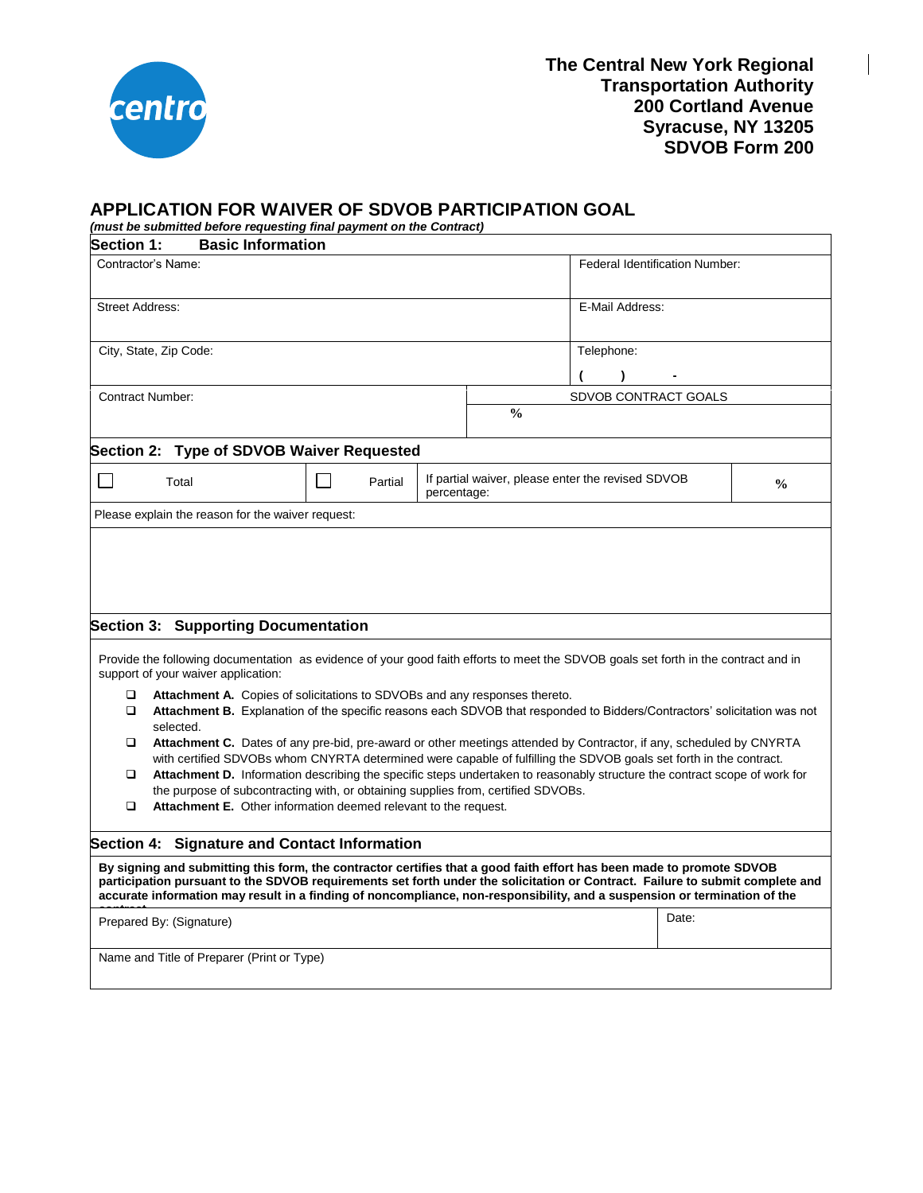**The Central New York Regional Transportation Authority**
**200 Cortland Avenue**
**Syracuse, NY 13205**
**SDVOB Form 200**

# APPLICATION FOR WAIVER OF SDVOB PARTICIPATION GOAL

***(must be submitted before requesting final payment on the Contract)***

## Section 1: Basic Information

| Contractor's Name: | Federal Identification Number: |
|---|---|
| Street Address: | E-Mail Address: |
| City, State, Zip Code: | Telephone: ( ) - |

| Contract Number: | SDVOB CONTRACT GOALS |
|---|---|
| | % |

## Section 2: Type of SDVOB Waiver Requested

| ☐ Total | ☐ Partial | If partial waiver, please enter the revised SDVOB percentage: | % |
|---|---|---|---|

Please explain the reason for the waiver request:

## Section 3: Supporting Documentation

Provide the following documentation as evidence of your good faith efforts to meet the SDVOB goals set forth in the contract and in support of your waiver application:

- ☐ **Attachment A.** Copies of solicitations to SDVOBs and any responses thereto.
- ☐ **Attachment B.** Explanation of the specific reasons each SDVOB that responded to Bidders/Contractors' solicitation was not selected.
- ☐ **Attachment C.** Dates of any pre-bid, pre-award or other meetings attended by Contractor, if any, scheduled by CNYRTA with certified SDVOBs whom CNYRTA determined were capable of fulfilling the SDVOB goals set forth in the contract.
- ☐ **Attachment D.** Information describing the specific steps undertaken to reasonably structure the contract scope of work for the purpose of subcontracting with, or obtaining supplies from, certified SDVOBs.
- ☐ **Attachment E.** Other information deemed relevant to the request.

## Section 4: Signature and Contact Information

**By signing and submitting this form, the contractor certifies that a good faith effort has been made to promote SDVOB participation pursuant to the SDVOB requirements set forth under the solicitation or Contract. Failure to submit complete and accurate information may result in a finding of noncompliance, non-responsibility, and a suspension or termination of the contract.**

| Prepared By: (Signature) | Date: |
|---|---|
| Name and Title of Preparer (Print or Type) | |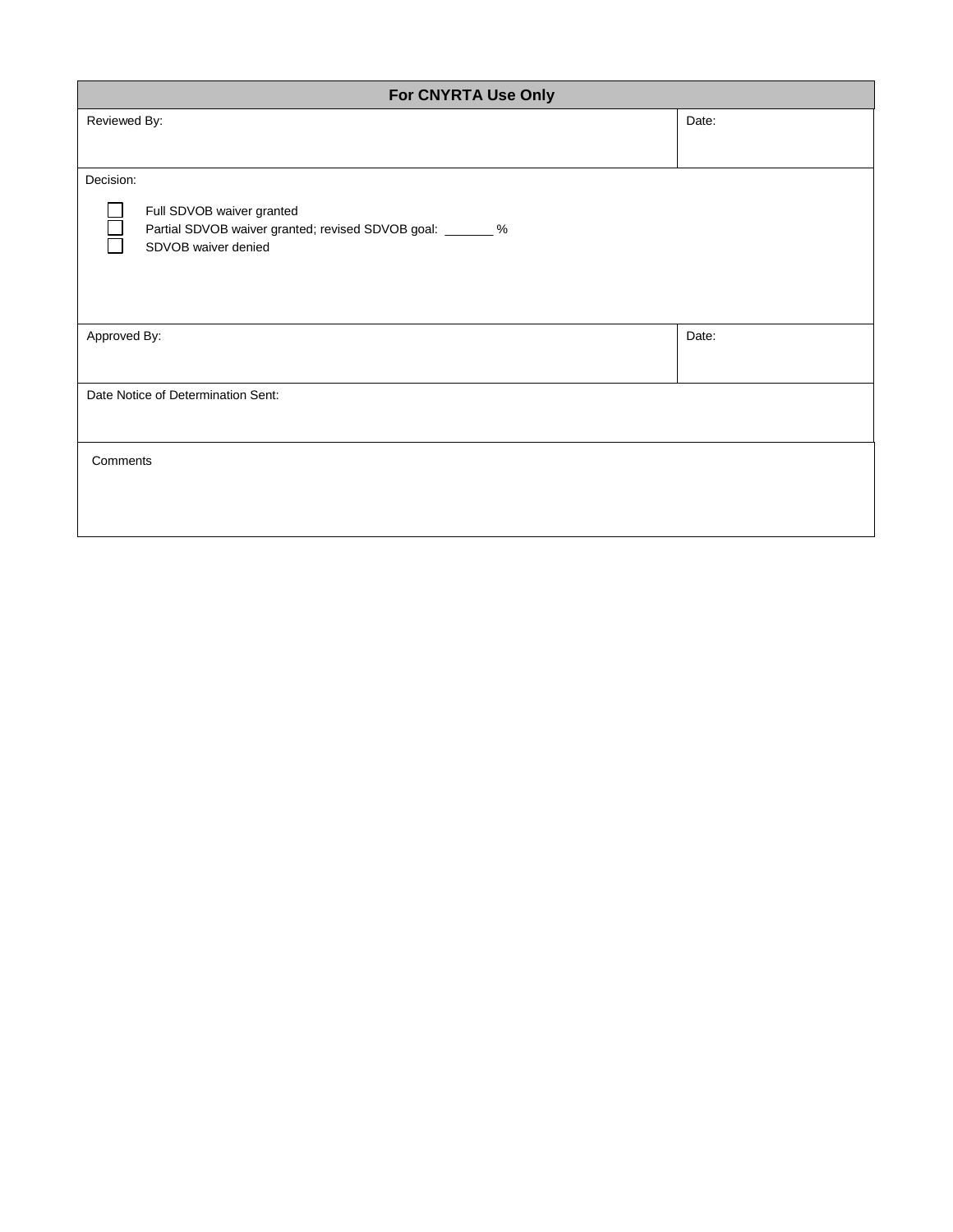## For CNYRTA Use Only

| | |
|---|---|
| Reviewed By: | Date: |
| Decision:<br><br>☐ Full SDVOB waiver granted<br>☐ Partial SDVOB waiver granted; revised SDVOB goal: _______ %<br>☐ SDVOB waiver denied | |
| Approved By: | Date: |
| Date Notice of Determination Sent: | |
| Comments | |